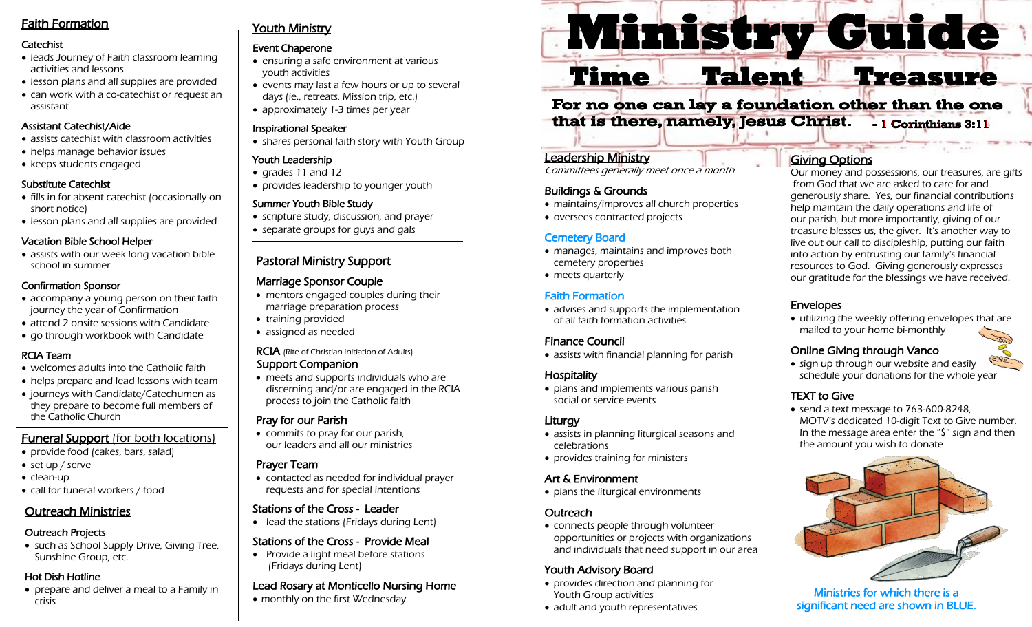# Ministry Guide

## Time Talent Treasure

**For no one can lay a foundation other than the one that is there, namely, Jesus Christ.** - 1 Corinthians 3:11

## Faith Formation

### Catechist

- leads Journey of Faith classroom learning activities and lessons
- lesson plans and all supplies are provided
- can work with a co-catechist or request an assistant

### Assistant Catechist/Aide

- assists catechist with classroom activities
- helps manage behavior issues
- keeps students engaged

### Substitute Catechist

- fills in for absent catechist (occasionally on short notice)
- lesson plans and all supplies are provided

### Vacation Bible School Helper

- assists with our week long vacation bible school in summer

### Confirmation Sponsor

- accompany a young person on their faith journey the year of Confirmation
- attend 2 onsite sessions with Candidate
- go through workbook with Candidate

### RCIA Team

- welcomes adults into the Catholic faith
- helps prepare and lead lessons with team
- journeys with Candidate/Catechumen as they prepare to become full members of the Catholic Church

## Funeral Support (for both locations)

- provide food (cakes, bars, salad)
- set up / serve
- clean-up
- call for funeral workers / food

## Outreach Ministries

### Outreach Projects

- such as School Supply Drive, Giving Tree, Sunshine Group, etc.

### Hot Dish Hotline

- prepare and deliver a meal to a Family in crisis

## Youth Ministry

### Event Chaperone

- ensuring a safe environment at various youth activities
- events may last a few hours or up to several days (ie., retreats, Mission trip, etc.)
- approximately 1-3 times per year

### Inspirational Speaker

- shares personal faith story with Youth Group

### Youth Leadership

- grades 11 and 12
- provides leadership to younger youth

### Summer Youth Bible Study

- scripture study, discussion, and prayer
- separate groups for guys and gals

## Pastoral Ministry Support

### Marriage Sponsor Couple

- mentors engaged couples during their marriage preparation process
- training provided
- assigned as needed

### RCIA (Rite of Christian Initiation of Adults) Support Companion

- meets and supports individuals who are discerning and/or are engaged in the RCIA process to join the Catholic faith

### Pray for our Parish

- commits to pray for our parish, our leaders and all our ministries

### Prayer Team

- contacted as needed for individual prayer requests and for special intentions

### Stations of the Cross - Leader

- lead the stations (Fridays during Lent)

### Stations of the Cross - Provide Meal

- Provide a light meal before stations (Fridays during Lent)

### Lead Rosary at Monticello Nursing Home

- monthly on the first Wednesday

## Leadership Ministry

*Committees generally meet once a month*

### Buildings & Grounds

- maintains/improves all church properties
- oversees contracted projects

### Cemetery Board

- manages, maintains and improves both cemetery properties
- meets quarterly

### Faith Formation

- advises and supports the implementation of all faith formation activities

### Finance Council

- assists with financial planning for parish

### Hospitality

- plans and implements various parish social or service events

### Liturgy

- assists in planning liturgical seasons and celebrations
- provides training for ministers

### Art & Environment

- plans the liturgical environments

### Outreach

- connects people through volunteer opportunities or projects with organizations and individuals that need support in our area

### Youth Advisory Board

- provides direction and planning for Youth Group activities
- adult and youth representatives

## Giving Options

Our money and possessions, our treasures, are gifts from God that we are asked to care for and generously share. Yes, our financial contributions help maintain the daily operations and life of our parish, but more importantly, giving of our treasure blesses us, the giver. It's another way to live out our call to discipleship, putting our faith into action by entrusting our family's financial resources to God. Giving generously expresses our gratitude for the blessings we have received.

### Envelopes

- utilizing the weekly offering envelopes that are mailed to your home bi-monthly

### Online Giving through Vanco

- sign up through our website and easily schedule your donations for the whole year

### TEXT to Give

- send a text message to 763-600-8248, MOTV's dedicated 10-digit Text to Give number. In the message area enter the "$" sign and then the amount you wish to donate

Ministries for which there is a significant need are shown in BLUE.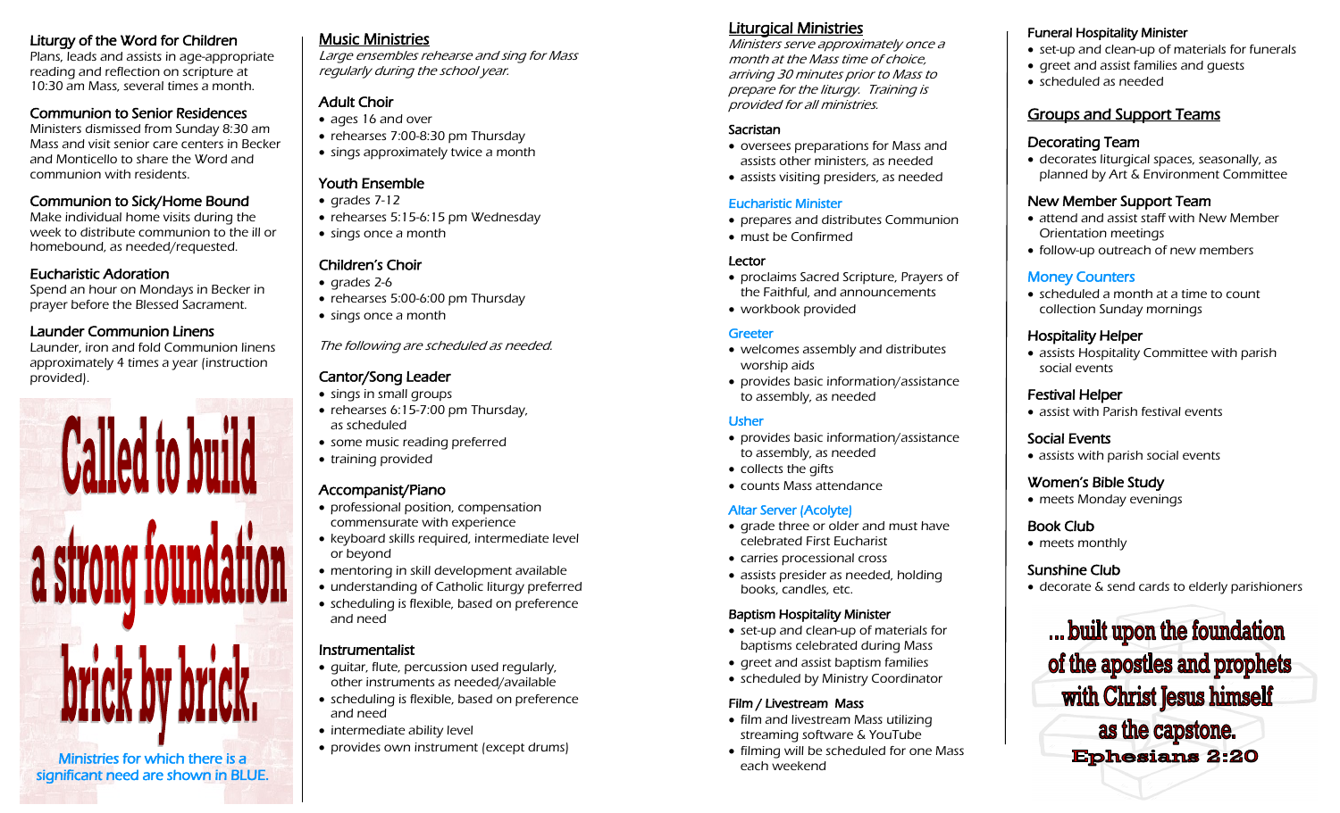### Liturgy of the Word for Children

Plans, leads and assists in age-appropriate reading and reflection on scripture at 10:30 am Mass, several times a month.

### Communion to Senior Residences

Ministers dismissed from Sunday 8:30 am Mass and visit senior care centers in Becker and Monticello to share the Word and communion with residents.

### Communion to Sick/Home Bound

Make individual home visits during the week to distribute communion to the ill or homebound, as needed/requested.

### Eucharistic Adoration

Spend an hour on Mondays in Becker in prayer before the Blessed Sacrament.

### Launder Communion Linens

Launder, iron and fold Communion linens approximately 4 times a year (instruction provided).

Called to build a strong foundation brick by brick.

Ministries for which there is a significant need are shown in BLUE.

## Music Ministries

*Large ensembles rehearse and sing for Mass regularly during the school year.*

### Adult Choir

- ages 16 and over
- rehearses 7:00-8:30 pm Thursday
- sings approximately twice a month

### Youth Ensemble

- grades 7-12
- rehearses 5:15-6:15 pm Wednesday
- sings once a month

### Children's Choir

- grades 2-6
- rehearses 5:00-6:00 pm Thursday
- sings once a month

*The following are scheduled as needed.*

### Cantor/Song Leader

- sings in small groups
- rehearses 6:15-7:00 pm Thursday, as scheduled
- some music reading preferred
- training provided

### Accompanist/Piano

- professional position, compensation commensurate with experience
- keyboard skills required, intermediate level or beyond
- mentoring in skill development available
- understanding of Catholic liturgy preferred
- scheduling is flexible, based on preference and need

### Instrumentalist

- guitar, flute, percussion used regularly, other instruments as needed/available
- scheduling is flexible, based on preference and need
- intermediate ability level
- provides own instrument (except drums)

## Liturgical Ministries

*Ministers serve approximately once a month at the Mass time of choice, arriving 30 minutes prior to Mass to prepare for the liturgy. Training is provided for all ministries.*

### Sacristan

- oversees preparations for Mass and assists other ministers, as needed
- assists visiting presiders, as needed

### Eucharistic Minister

- prepares and distributes Communion
- must be Confirmed

### Lector

- proclaims Sacred Scripture, Prayers of the Faithful, and announcements
- workbook provided

### Greeter

- welcomes assembly and distributes worship aids
- provides basic information/assistance to assembly, as needed

### Usher

- provides basic information/assistance to assembly, as needed
- collects the gifts
- counts Mass attendance

### Altar Server (Acolyte)

- grade three or older and must have celebrated First Eucharist
- carries processional cross
- assists presider as needed, holding books, candles, etc.

### Baptism Hospitality Minister

- set-up and clean-up of materials for baptisms celebrated during Mass
- greet and assist baptism families
- scheduled by Ministry Coordinator

### Film / Livestream Mass

- film and livestream Mass utilizing streaming software & YouTube
- filming will be scheduled for one Mass each weekend

### Funeral Hospitality Minister

- set-up and clean-up of materials for funerals
- greet and assist families and guests
- scheduled as needed

## Groups and Support Teams

### Decorating Team

- decorates liturgical spaces, seasonally, as planned by Art & Environment Committee

### New Member Support Team

- attend and assist staff with New Member Orientation meetings
- follow-up outreach of new members

### Money Counters

- scheduled a month at a time to count collection Sunday mornings

### Hospitality Helper

- assists Hospitality Committee with parish social events

### Festival Helper

- assist with Parish festival events

### Social Events

- assists with parish social events

### Women's Bible Study

- meets Monday evenings

### Book Club

- meets monthly

### Sunshine Club

- decorate & send cards to elderly parishioners

... built upon the foundation of the apostles and prophets with Christ Jesus himself as the capstone.

**Ephesians 2:20**